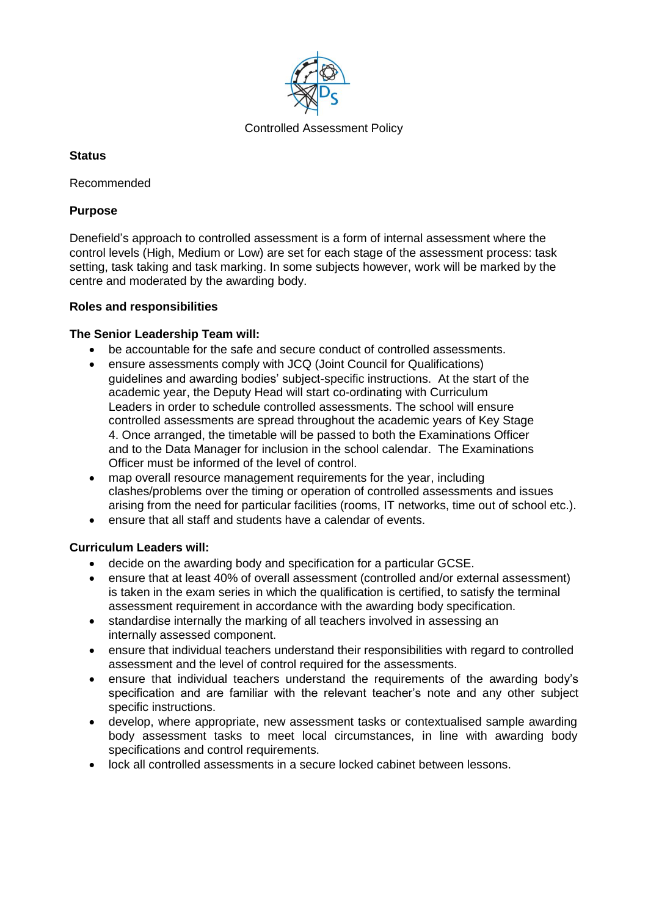# Controlled Assessment Policy

**Status**

Recommended

**Purpose**

Denefield's approach to controlled assessment is a form of internal assessment where the control levels (High, Medium or Low) are set for each stage of the assessment process: task setting, task taking and task marking. In some subjects however, work will be marked by the centre and moderated by the awarding body.

**Roles and responsibilities**

**The Senior Leadership Team will:**

- be accountable for the safe and secure conduct of controlled assessments.
- ensure assessments comply with JCQ (Joint Council for Qualifications) guidelines and awarding bodies' subject-specific instructions. At the start of the academic year, the Deputy Head will start co-ordinating with Curriculum Leaders in order to schedule controlled assessments. The school will ensure controlled assessments are spread throughout the academic years of Key Stage 4. Once arranged, the timetable will be passed to both the Examinations Officer and to the Data Manager for inclusion in the school calendar. The Examinations Officer must be informed of the level of control.
- map overall resource management requirements for the year, including clashes/problems over the timing or operation of controlled assessments and issues arising from the need for particular facilities (rooms, IT networks, time out of school etc.).
- ensure that all staff and students have a calendar of events.

**Curriculum Leaders will:**

- decide on the awarding body and specification for a particular GCSE.
- ensure that at least 40% of overall assessment (controlled and/or external assessment) is taken in the exam series in which the qualification is certified, to satisfy the terminal assessment requirement in accordance with the awarding body specification.
- standardise internally the marking of all teachers involved in assessing an internally assessed component.
- ensure that individual teachers understand their responsibilities with regard to controlled assessment and the level of control required for the assessments.
- ensure that individual teachers understand the requirements of the awarding body's specification and are familiar with the relevant teacher's note and any other subject specific instructions.
- develop, where appropriate, new assessment tasks or contextualised sample awarding body assessment tasks to meet local circumstances, in line with awarding body specifications and control requirements.
- lock all controlled assessments in a secure locked cabinet between lessons.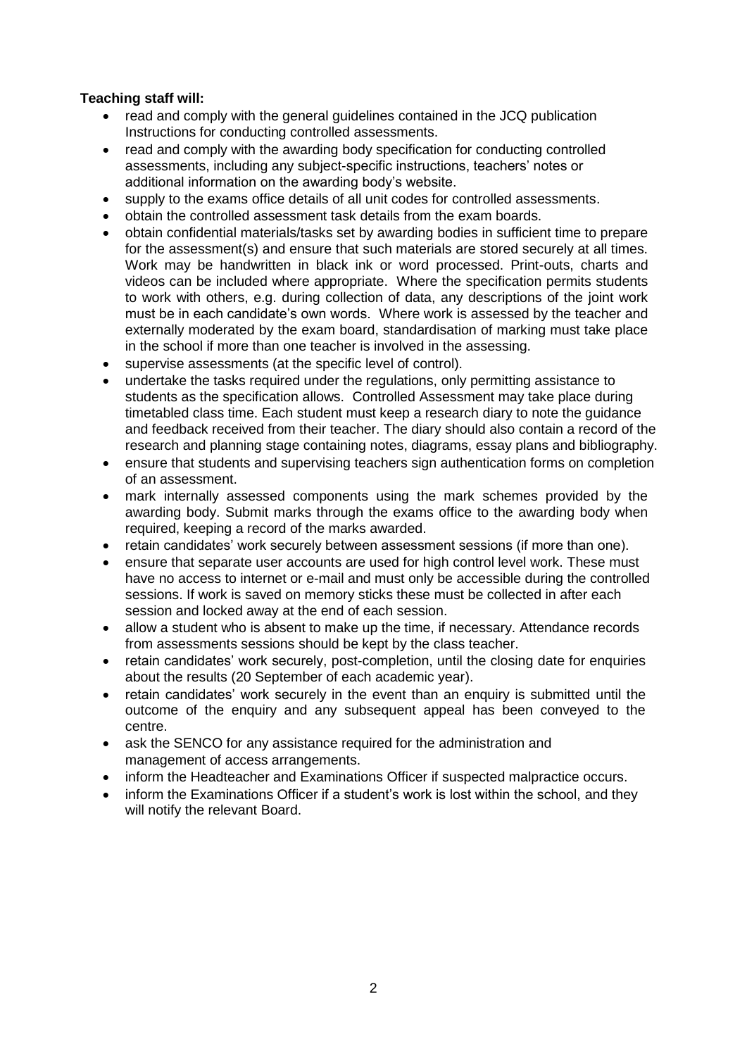**Teaching staff will:**

- read and comply with the general guidelines contained in the JCQ publication Instructions for conducting controlled assessments.
- read and comply with the awarding body specification for conducting controlled assessments, including any subject-specific instructions, teachers' notes or additional information on the awarding body's website.
- supply to the exams office details of all unit codes for controlled assessments.
- obtain the controlled assessment task details from the exam boards.
- obtain confidential materials/tasks set by awarding bodies in sufficient time to prepare for the assessment(s) and ensure that such materials are stored securely at all times. Work may be handwritten in black ink or word processed. Print-outs, charts and videos can be included where appropriate. Where the specification permits students to work with others, e.g. during collection of data, any descriptions of the joint work must be in each candidate's own words. Where work is assessed by the teacher and externally moderated by the exam board, standardisation of marking must take place in the school if more than one teacher is involved in the assessing.
- supervise assessments (at the specific level of control).
- undertake the tasks required under the regulations, only permitting assistance to students as the specification allows. Controlled Assessment may take place during timetabled class time. Each student must keep a research diary to note the guidance and feedback received from their teacher. The diary should also contain a record of the research and planning stage containing notes, diagrams, essay plans and bibliography.
- ensure that students and supervising teachers sign authentication forms on completion of an assessment.
- mark internally assessed components using the mark schemes provided by the awarding body. Submit marks through the exams office to the awarding body when required, keeping a record of the marks awarded.
- retain candidates' work securely between assessment sessions (if more than one).
- ensure that separate user accounts are used for high control level work. These must have no access to internet or e-mail and must only be accessible during the controlled sessions. If work is saved on memory sticks these must be collected in after each session and locked away at the end of each session.
- allow a student who is absent to make up the time, if necessary. Attendance records from assessments sessions should be kept by the class teacher.
- retain candidates' work securely, post-completion, until the closing date for enquiries about the results (20 September of each academic year).
- retain candidates' work securely in the event than an enquiry is submitted until the outcome of the enquiry and any subsequent appeal has been conveyed to the centre.
- ask the SENCO for any assistance required for the administration and management of access arrangements.
- inform the Headteacher and Examinations Officer if suspected malpractice occurs.
- inform the Examinations Officer if a student's work is lost within the school, and they will notify the relevant Board.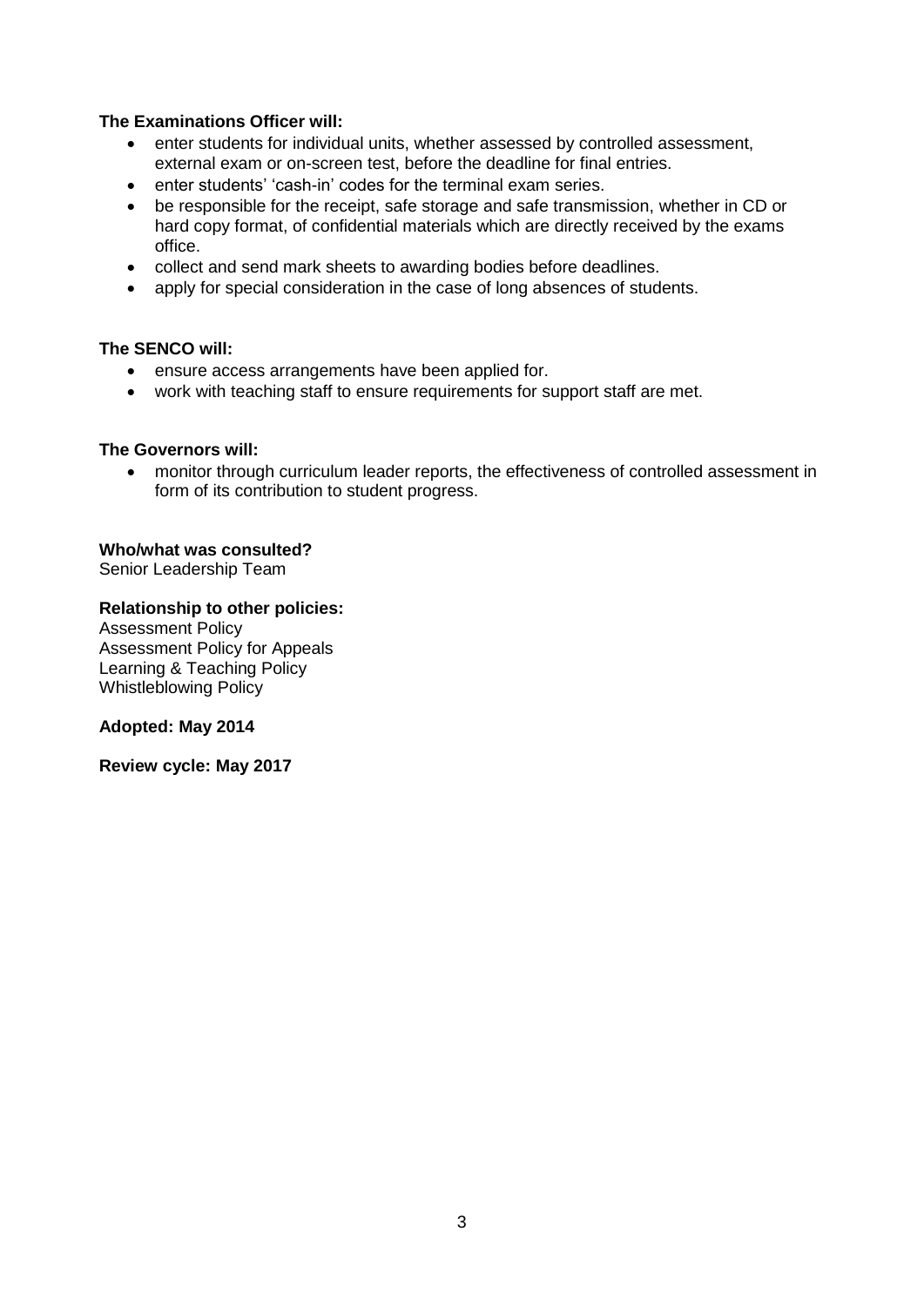**The Examinations Officer will:**

- enter students for individual units, whether assessed by controlled assessment, external exam or on-screen test, before the deadline for final entries.
- enter students' 'cash-in' codes for the terminal exam series.
- be responsible for the receipt, safe storage and safe transmission, whether in CD or hard copy format, of confidential materials which are directly received by the exams office.
- collect and send mark sheets to awarding bodies before deadlines.
- apply for special consideration in the case of long absences of students.

**The SENCO will:**

- ensure access arrangements have been applied for.
- work with teaching staff to ensure requirements for support staff are met.

**The Governors will:**

- monitor through curriculum leader reports, the effectiveness of controlled assessment in form of its contribution to student progress.

**Who/what was consulted?**
Senior Leadership Team

**Relationship to other policies:**
Assessment Policy
Assessment Policy for Appeals
Learning & Teaching Policy
Whistleblowing Policy

**Adopted: May 2014**

**Review cycle: May 2017**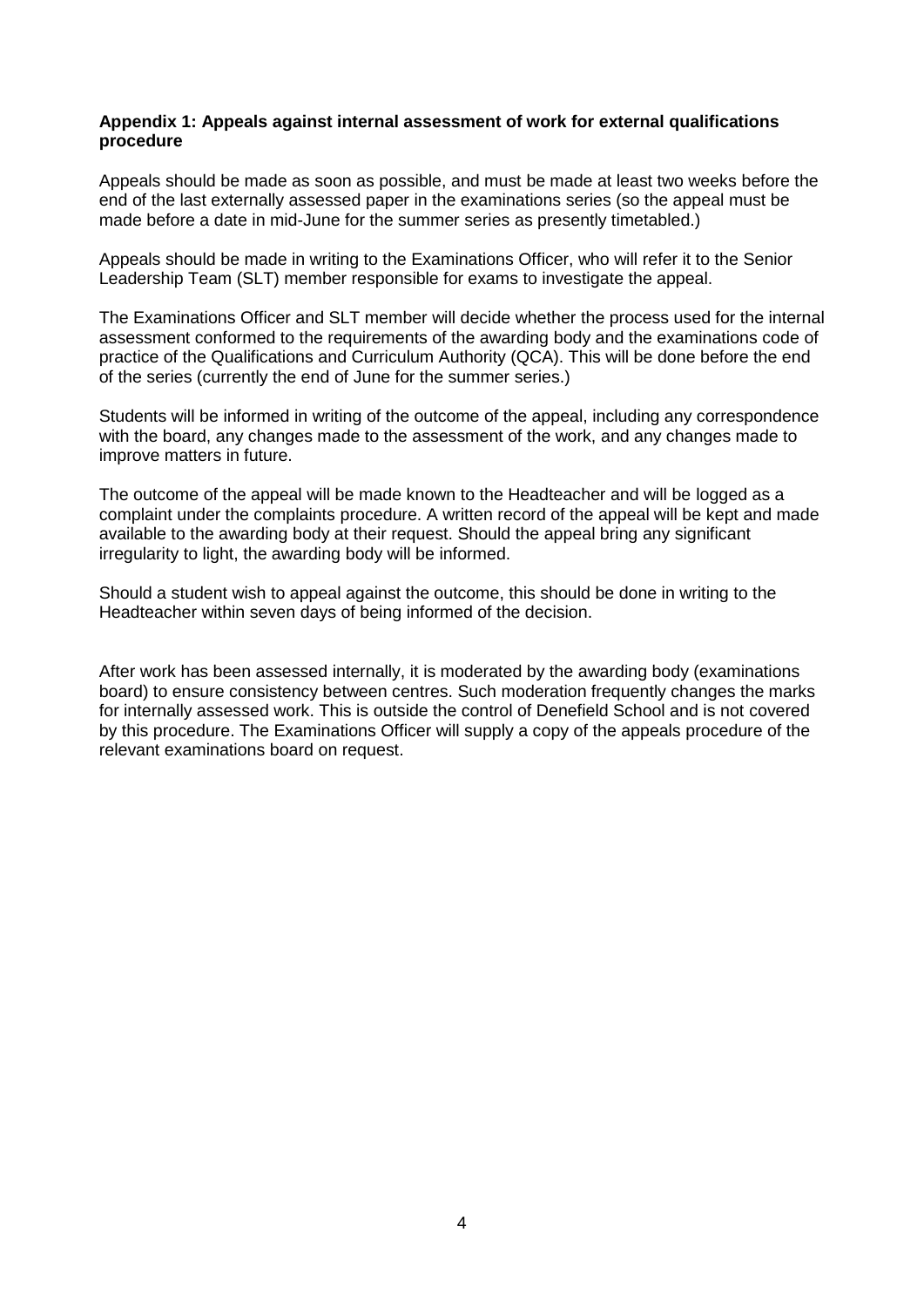**Appendix 1: Appeals against internal assessment of work for external qualifications procedure**

Appeals should be made as soon as possible, and must be made at least two weeks before the end of the last externally assessed paper in the examinations series (so the appeal must be made before a date in mid-June for the summer series as presently timetabled.)

Appeals should be made in writing to the Examinations Officer, who will refer it to the Senior Leadership Team (SLT) member responsible for exams to investigate the appeal.

The Examinations Officer and SLT member will decide whether the process used for the internal assessment conformed to the requirements of the awarding body and the examinations code of practice of the Qualifications and Curriculum Authority (QCA). This will be done before the end of the series (currently the end of June for the summer series.)

Students will be informed in writing of the outcome of the appeal, including any correspondence with the board, any changes made to the assessment of the work, and any changes made to improve matters in future.

The outcome of the appeal will be made known to the Headteacher and will be logged as a complaint under the complaints procedure. A written record of the appeal will be kept and made available to the awarding body at their request. Should the appeal bring any significant irregularity to light, the awarding body will be informed.

Should a student wish to appeal against the outcome, this should be done in writing to the Headteacher within seven days of being informed of the decision.

After work has been assessed internally, it is moderated by the awarding body (examinations board) to ensure consistency between centres. Such moderation frequently changes the marks for internally assessed work. This is outside the control of Denefield School and is not covered by this procedure. The Examinations Officer will supply a copy of the appeals procedure of the relevant examinations board on request.